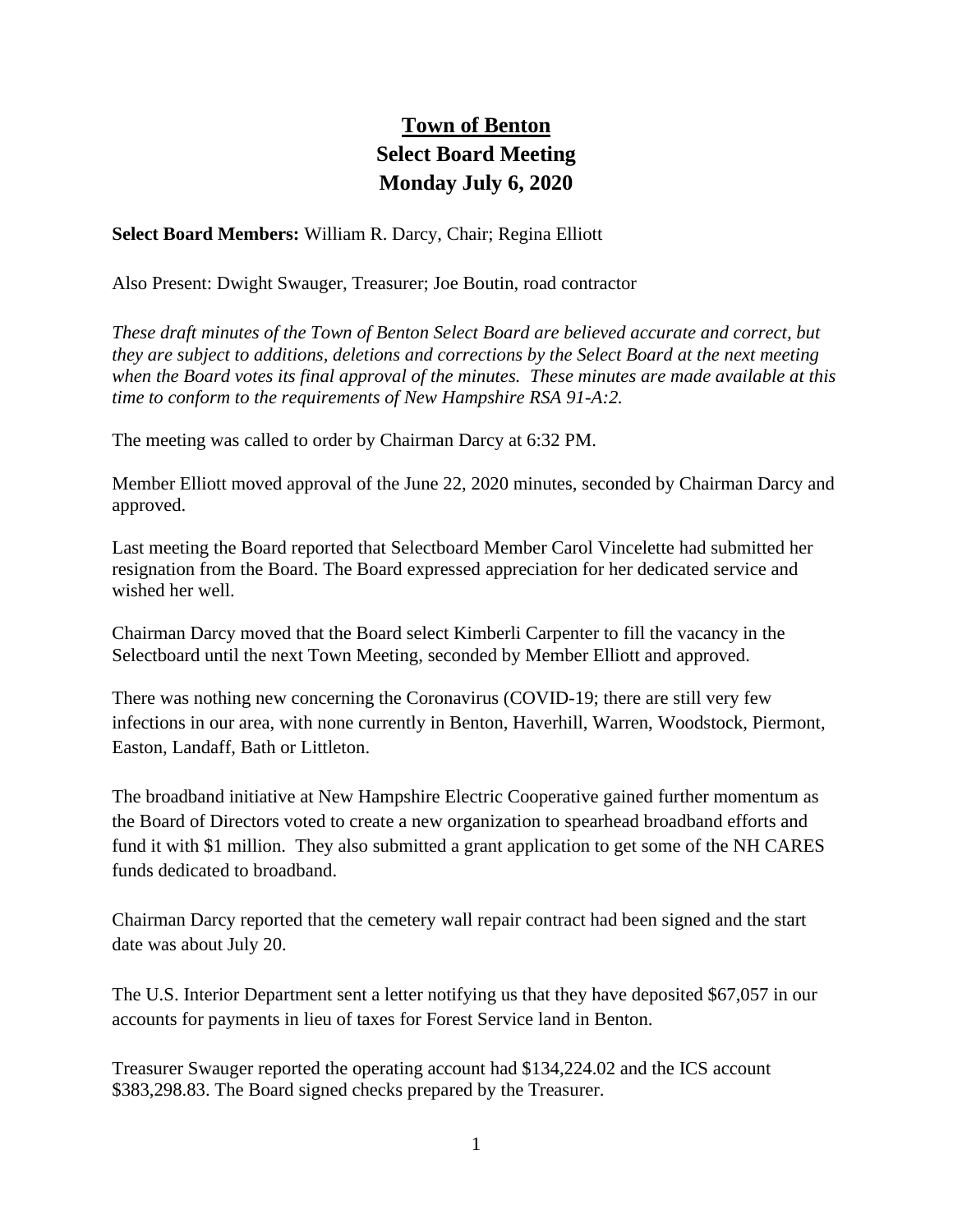# Town of Benton
## Select Board Meeting
## Monday July 6, 2020

**Select Board Members:** William R. Darcy, Chair; Regina Elliott

Also Present: Dwight Swauger, Treasurer; Joe Boutin, road contractor

*These draft minutes of the Town of Benton Select Board are believed accurate and correct, but they are subject to additions, deletions and corrections by the Select Board at the next meeting when the Board votes its final approval of the minutes. These minutes are made available at this time to conform to the requirements of New Hampshire RSA 91-A:2.*

The meeting was called to order by Chairman Darcy at 6:32 PM.

Member Elliott moved approval of the June 22, 2020 minutes, seconded by Chairman Darcy and approved.

Last meeting the Board reported that Selectboard Member Carol Vincelette had submitted her resignation from the Board. The Board expressed appreciation for her dedicated service and wished her well.

Chairman Darcy moved that the Board select Kimberli Carpenter to fill the vacancy in the Selectboard until the next Town Meeting, seconded by Member Elliott and approved.

There was nothing new concerning the Coronavirus (COVID-19; there are still very few infections in our area, with none currently in Benton, Haverhill, Warren, Woodstock, Piermont, Easton, Landaff, Bath or Littleton.

The broadband initiative at New Hampshire Electric Cooperative gained further momentum as the Board of Directors voted to create a new organization to spearhead broadband efforts and fund it with $1 million. They also submitted a grant application to get some of the NH CARES funds dedicated to broadband.

Chairman Darcy reported that the cemetery wall repair contract had been signed and the start date was about July 20.

The U.S. Interior Department sent a letter notifying us that they have deposited $67,057 in our accounts for payments in lieu of taxes for Forest Service land in Benton.

Treasurer Swauger reported the operating account had $134,224.02 and the ICS account $383,298.83. The Board signed checks prepared by the Treasurer.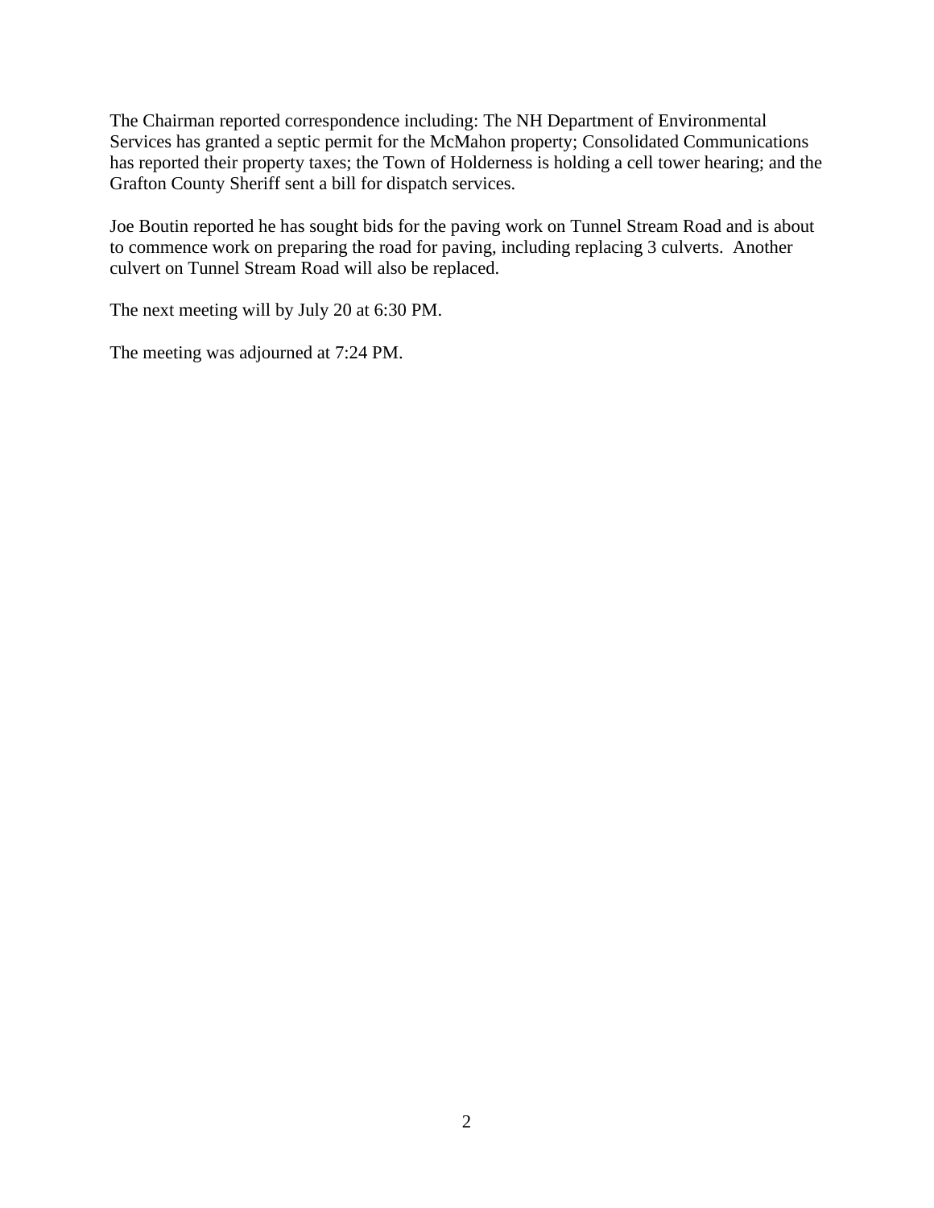The Chairman reported correspondence including: The NH Department of Environmental Services has granted a septic permit for the McMahon property; Consolidated Communications has reported their property taxes; the Town of Holderness is holding a cell tower hearing; and the Grafton County Sheriff sent a bill for dispatch services.

Joe Boutin reported he has sought bids for the paving work on Tunnel Stream Road and is about to commence work on preparing the road for paving, including replacing 3 culverts. Another culvert on Tunnel Stream Road will also be replaced.

The next meeting will by July 20 at 6:30 PM.

The meeting was adjourned at 7:24 PM.